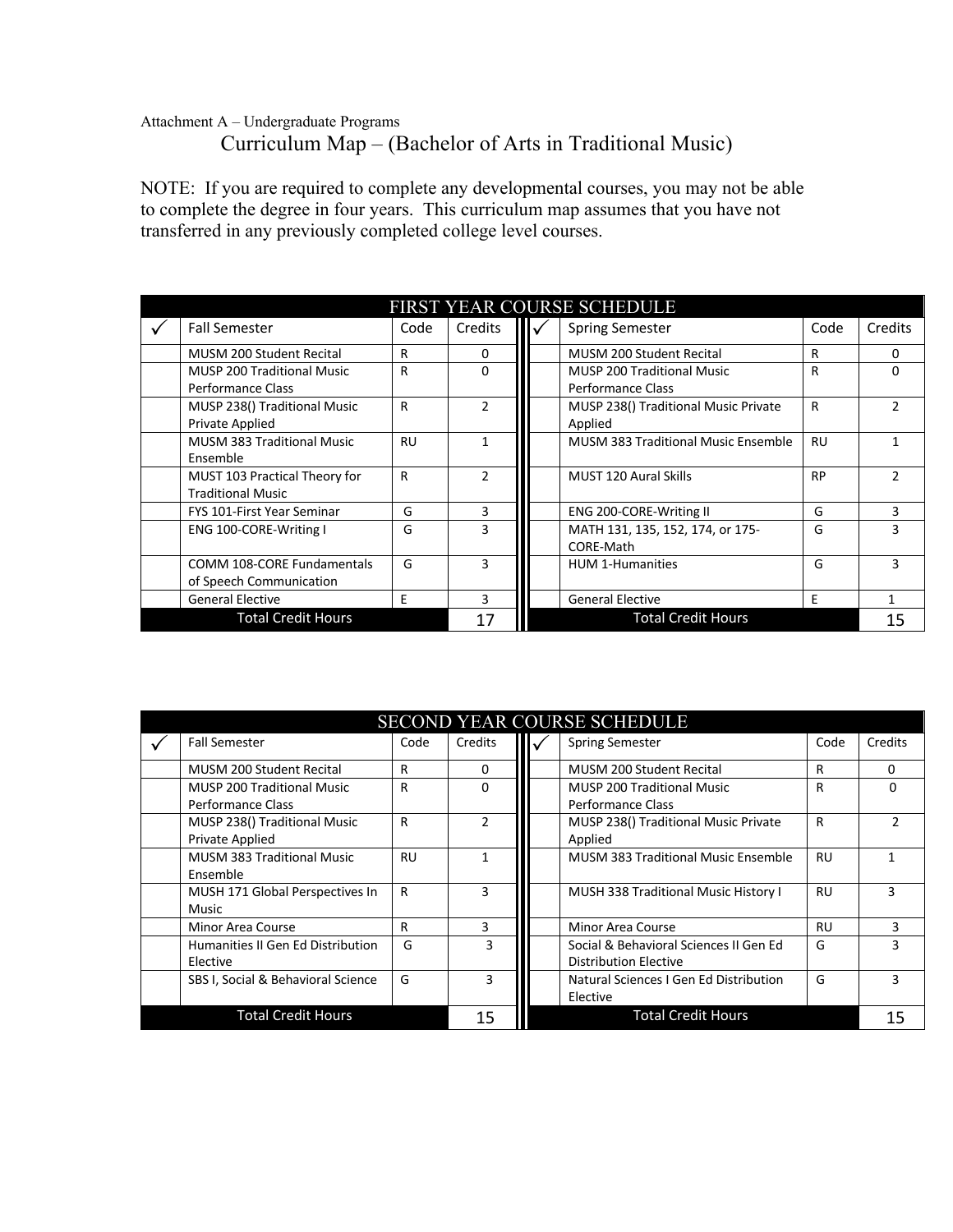Attachment A – Undergraduate Programs

# Curriculum Map – (Bachelor of Arts in Traditional Music)

NOTE: If you are required to complete any developmental courses, you may not be able to complete the degree in four years. This curriculum map assumes that you have not transferred in any previously completed college level courses.

| FIRST YEAR COURSE SCHEDULE | | | | | | | |
|---|---|---|---|---|---|---|---|
| ✓ | Fall Semester | Code | Credits | ✓ | Spring Semester | Code | Credits |
| | MUSM 200 Student Recital | R | 0 | | MUSM 200 Student Recital | R | 0 |
| | MUSP 200 Traditional Music Performance Class | R | 0 | | MUSP 200 Traditional Music Performance Class | R | 0 |
| | MUSP 238() Traditional Music Private Applied | R | 2 | | MUSP 238() Traditional Music Private Applied | R | 2 |
| | MUSM 383 Traditional Music Ensemble | RU | 1 | | MUSM 383 Traditional Music Ensemble | RU | 1 |
| | MUST 103 Practical Theory for Traditional Music | R | 2 | | MUST 120 Aural Skills | RP | 2 |
| | FYS 101-First Year Seminar | G | 3 | | ENG 200-CORE-Writing II | G | 3 |
| | ENG 100-CORE-Writing I | G | 3 | | MATH 131, 135, 152, 174, or 175-CORE-Math | G | 3 |
| | COMM 108-CORE Fundamentals of Speech Communication | G | 3 | | HUM 1-Humanities | G | 3 |
| | General Elective | E | 3 | | General Elective | E | 1 |
| | Total Credit Hours | | 17 | | Total Credit Hours | | 15 |

| SECOND YEAR COURSE SCHEDULE | | | | | | | |
|---|---|---|---|---|---|---|---|
| ✓ | Fall Semester | Code | Credits | ✓ | Spring Semester | Code | Credits |
| | MUSM 200 Student Recital | R | 0 | | MUSM 200 Student Recital | R | 0 |
| | MUSP 200 Traditional Music Performance Class | R | 0 | | MUSP 200 Traditional Music Performance Class | R | 0 |
| | MUSP 238() Traditional Music Private Applied | R | 2 | | MUSP 238() Traditional Music Private Applied | R | 2 |
| | MUSM 383 Traditional Music Ensemble | RU | 1 | | MUSM 383 Traditional Music Ensemble | RU | 1 |
| | MUSH 171 Global Perspectives In Music | R | 3 | | MUSH 338 Traditional Music History I | RU | 3 |
| | Minor Area Course | R | 3 | | Minor Area Course | RU | 3 |
| | Humanities II Gen Ed Distribution Elective | G | 3 | | Social & Behavioral Sciences II Gen Ed Distribution Elective | G | 3 |
| | SBS I, Social & Behavioral Science | G | 3 | | Natural Sciences I Gen Ed Distribution Elective | G | 3 |
| | Total Credit Hours | | 15 | | Total Credit Hours | | 15 |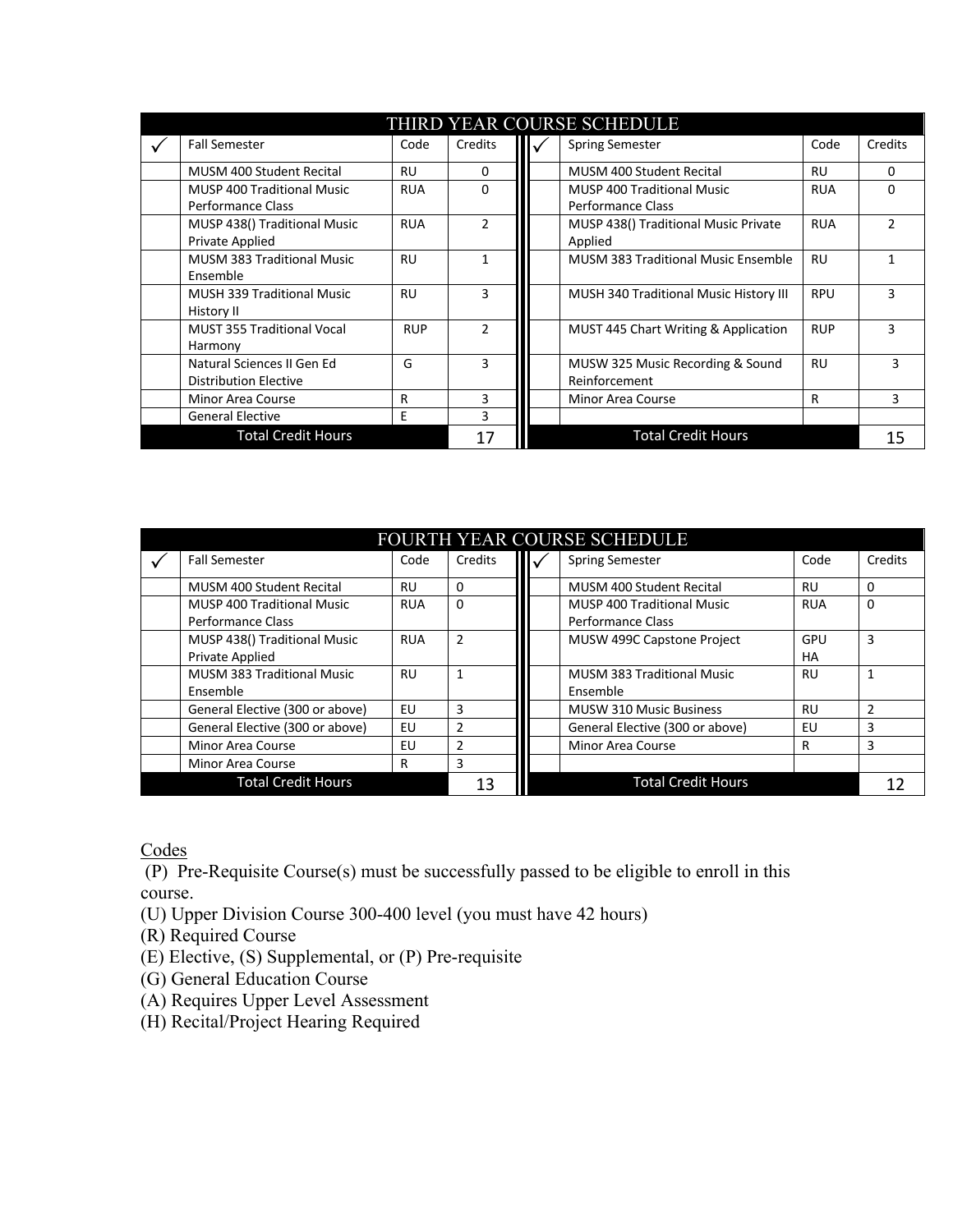| THIRD YEAR COURSE SCHEDULE | | | | | | | | |
|---|---|---|---|---|---|---|---|---|
| ✓ | Fall Semester | Code | Credits | | ✓ | Spring Semester | Code | Credits |
| | MUSM 400 Student Recital | RU | 0 | | | MUSM 400 Student Recital | RU | 0 |
| | MUSP 400 Traditional Music Performance Class | RUA | 0 | | | MUSP 400 Traditional Music Performance Class | RUA | 0 |
| | MUSP 438() Traditional Music Private Applied | RUA | 2 | | | MUSP 438() Traditional Music Private Applied | RUA | 2 |
| | MUSM 383 Traditional Music Ensemble | RU | 1 | | | MUSM 383 Traditional Music Ensemble | RU | 1 |
| | MUSH 339 Traditional Music History II | RU | 3 | | | MUSH 340 Traditional Music History III | RPU | 3 |
| | MUST 355 Traditional Vocal Harmony | RUP | 2 | | | MUST 445 Chart Writing & Application | RUP | 3 |
| | Natural Sciences II Gen Ed Distribution Elective | G | 3 | | | MUSW 325 Music Recording & Sound Reinforcement | RU | 3 |
| | Minor Area Course | R | 3 | | | Minor Area Course | R | 3 |
| | General Elective | E | 3 | | | | | |
| | Total Credit Hours | | 17 | | | Total Credit Hours | | 15 |

| FOURTH YEAR COURSE SCHEDULE | | | | | | | | |
|---|---|---|---|---|---|---|---|---|
| ✓ | Fall Semester | Code | Credits | | ✓ | Spring Semester | Code | Credits |
| | MUSM 400 Student Recital | RU | 0 | | | MUSM 400 Student Recital | RU | 0 |
| | MUSP 400 Traditional Music Performance Class | RUA | 0 | | | MUSP 400 Traditional Music Performance Class | RUA | 0 |
| | MUSP 438() Traditional Music Private Applied | RUA | 2 | | | MUSW 499C Capstone Project | GPU HA | 3 |
| | MUSM 383 Traditional Music Ensemble | RU | 1 | | | MUSM 383 Traditional Music Ensemble | RU | 1 |
| | General Elective (300 or above) | EU | 3 | | | MUSW 310 Music Business | RU | 2 |
| | General Elective (300 or above) | EU | 2 | | | General Elective (300 or above) | EU | 3 |
| | Minor Area Course | EU | 2 | | | Minor Area Course | R | 3 |
| | Minor Area Course | R | 3 | | | | | |
| | Total Credit Hours | | 13 | | | Total Credit Hours | | 12 |

Codes

(P) Pre-Requisite Course(s) must be successfully passed to be eligible to enroll in this course.
(U) Upper Division Course 300-400 level (you must have 42 hours)
(R) Required Course
(E) Elective, (S) Supplemental, or (P) Pre-requisite
(G) General Education Course
(A) Requires Upper Level Assessment
(H) Recital/Project Hearing Required